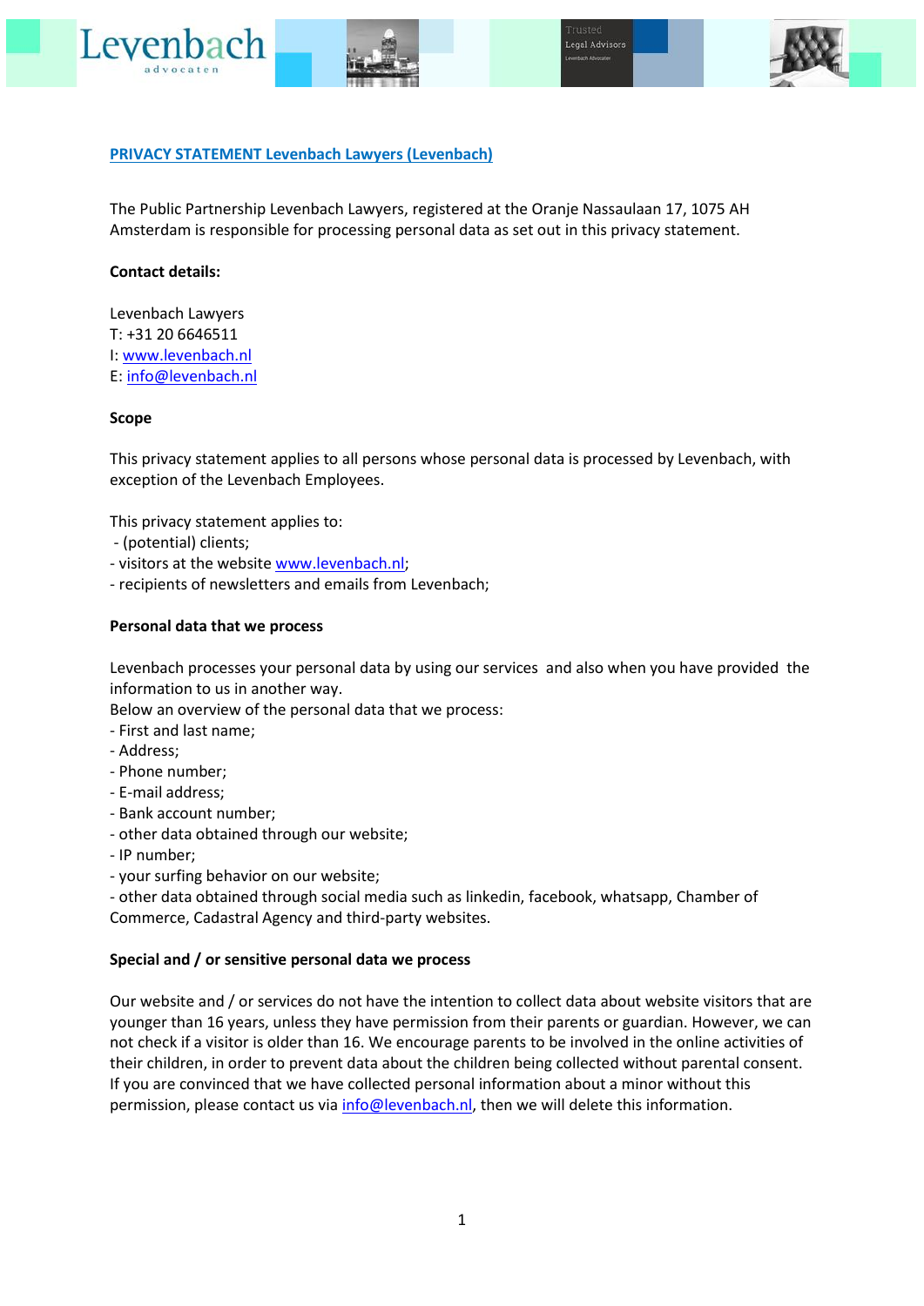# PRIVACY STATEMENT Levenbach Lawyers (Levenbach)

The Public Partnership Levenbach Lawyers, registered at the Oranje Nassaulaan 17, 1075 AH Amsterdam is responsible for processing personal data as set out in this privacy statement.

**Contact details:**

Levenbach Lawyers
T: +31 20 6646511
I: www.levenbach.nl
E: info@levenbach.nl

**Scope**

This privacy statement applies to all persons whose personal data is processed by Levenbach, with exception of the Levenbach Employees.

This privacy statement applies to:
- (potential) clients;
- visitors at the website www.levenbach.nl;
- recipients of newsletters and emails from Levenbach;

**Personal data that we process**

Levenbach processes your personal data by using our services and also when you have provided the information to us in another way.
Below an overview of the personal data that we process:
- First and last name;
- Address;
- Phone number;
- E-mail address;
- Bank account number;
- other data obtained through our website;
- IP number;
- your surfing behavior on our website;
- other data obtained through social media such as linkedin, facebook, whatsapp, Chamber of Commerce, Cadastral Agency and third-party websites.

**Special and / or sensitive personal data we process**

Our website and / or services do not have the intention to collect data about website visitors that are younger than 16 years, unless they have permission from their parents or guardian. However, we can not check if a visitor is older than 16. We encourage parents to be involved in the online activities of their children, in order to prevent data about the children being collected without parental consent. If you are convinced that we have collected personal information about a minor without this permission, please contact us via info@levenbach.nl, then we will delete this information.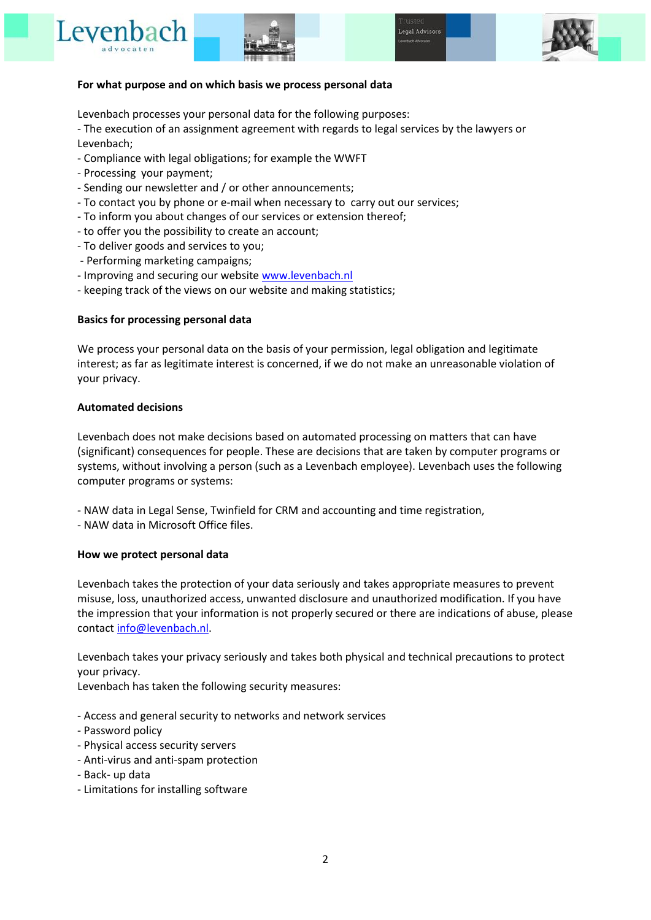**For what purpose and on which basis we process personal data**

Levenbach processes your personal data for the following purposes:
- The execution of an assignment agreement with regards to legal services by the lawyers or Levenbach;
- Compliance with legal obligations; for example the WWFT
- Processing your payment;
- Sending our newsletter and / or other announcements;
- To contact you by phone or e-mail when necessary to carry out our services;
- To inform you about changes of our services or extension thereof;
- to offer you the possibility to create an account;
- To deliver goods and services to you;
- Performing marketing campaigns;
- Improving and securing our website [www.levenbach.nl](http://www.levenbach.nl)
- keeping track of the views on our website and making statistics;

**Basics for processing personal data**

We process your personal data on the basis of your permission, legal obligation and legitimate interest; as far as legitimate interest is concerned, if we do not make an unreasonable violation of your privacy.

**Automated decisions**

Levenbach does not make decisions based on automated processing on matters that can have (significant) consequences for people. These are decisions that are taken by computer programs or systems, without involving a person (such as a Levenbach employee). Levenbach uses the following computer programs or systems:

- NAW data in Legal Sense, Twinfield for CRM and accounting and time registration,
- NAW data in Microsoft Office files.

**How we protect personal data**

Levenbach takes the protection of your data seriously and takes appropriate measures to prevent misuse, loss, unauthorized access, unwanted disclosure and unauthorized modification. If you have the impression that your information is not properly secured or there are indications of abuse, please contact [info@levenbach.nl](mailto:info@levenbach.nl).

Levenbach takes your privacy seriously and takes both physical and technical precautions to protect your privacy.
Levenbach has taken the following security measures:

- Access and general security to networks and network services
- Password policy
- Physical access security servers
- Anti-virus and anti-spam protection
- Back- up data
- Limitations for installing software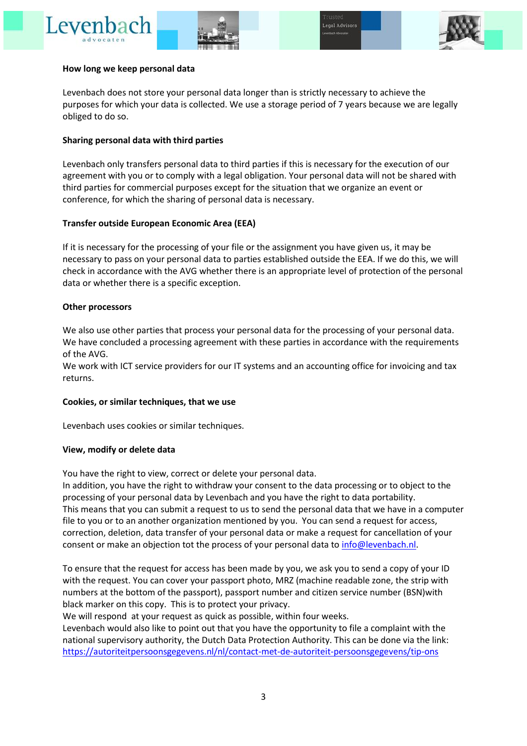**How long we keep personal data**

Levenbach does not store your personal data longer than is strictly necessary to achieve the purposes for which your data is collected. We use a storage period of 7 years because we are legally obliged to do so.

**Sharing personal data with third parties**

Levenbach only transfers personal data to third parties if this is necessary for the execution of our agreement with you or to comply with a legal obligation. Your personal data will not be shared with third parties for commercial purposes except for the situation that we organize an event or conference, for which the sharing of personal data is necessary.

**Transfer outside European Economic Area (EEA)**

If it is necessary for the processing of your file or the assignment you have given us, it may be necessary to pass on your personal data to parties established outside the EEA. If we do this, we will check in accordance with the AVG whether there is an appropriate level of protection of the personal data or whether there is a specific exception.

**Other processors**

We also use other parties that process your personal data for the processing of your personal data. We have concluded a processing agreement with these parties in accordance with the requirements of the AVG.
We work with ICT service providers for our IT systems and an accounting office for invoicing and tax returns.

**Cookies, or similar techniques, that we use**

Levenbach uses cookies or similar techniques.

**View, modify or delete data**

You have the right to view, correct or delete your personal data.
In addition, you have the right to withdraw your consent to the data processing or to object to the processing of your personal data by Levenbach and you have the right to data portability.
This means that you can submit a request to us to send the personal data that we have in a computer file to you or to an another organization mentioned by you. You can send a request for access, correction, deletion, data transfer of your personal data or make a request for cancellation of your consent or make an objection tot the process of your personal data to info@levenbach.nl.

To ensure that the request for access has been made by you, we ask you to send a copy of your ID with the request. You can cover your passport photo, MRZ (machine readable zone, the strip with numbers at the bottom of the passport), passport number and citizen service number (BSN)with black marker on this copy. This is to protect your privacy.
We will respond at your request as quick as possible, within four weeks.
Levenbach would also like to point out that you have the opportunity to file a complaint with the national supervisory authority, the Dutch Data Protection Authority. This can be done via the link: https://autoriteitpersoonsgegevens.nl/nl/contact-met-de-autoriteit-persoonsgegevens/tip-ons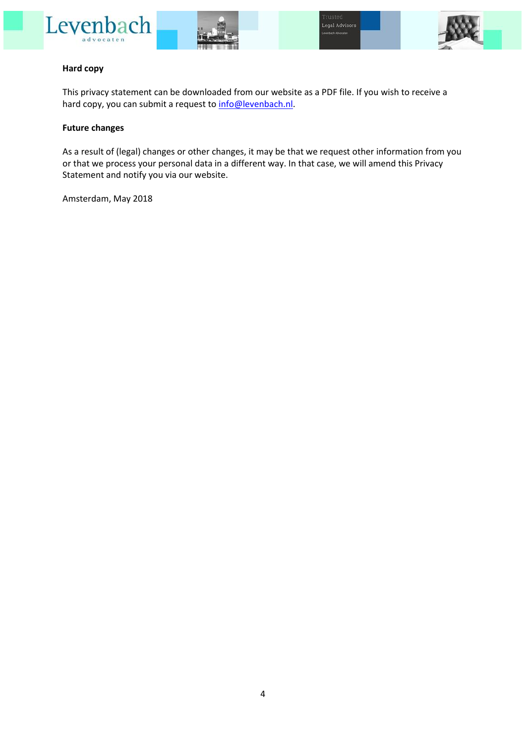**Hard copy**

This privacy statement can be downloaded from our website as a PDF file. If you wish to receive a hard copy, you can submit a request to info@levenbach.nl.

**Future changes**

As a result of (legal) changes or other changes, it may be that we request other information from you or that we process your personal data in a different way. In that case, we will amend this Privacy Statement and notify you via our website.

Amsterdam, May 2018